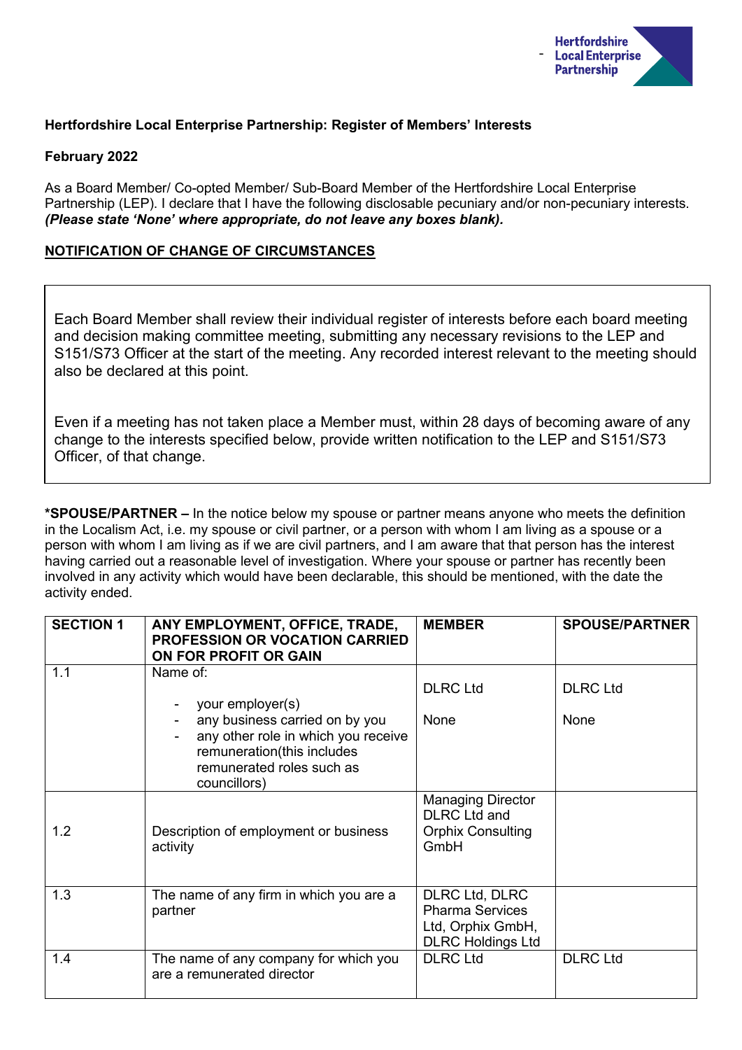**Hertfordshire Local Enterprise Partnership: Register of Members' Interests**

**February 2022**

As a Board Member/ Co-opted Member/ Sub-Board Member of the Hertfordshire Local Enterprise Partnership (LEP). I declare that I have the following disclosable pecuniary and/or non-pecuniary interests. ***(Please state 'None' where appropriate, do not leave any boxes blank).***

**NOTIFICATION OF CHANGE OF CIRCUMSTANCES**

Each Board Member shall review their individual register of interests before each board meeting and decision making committee meeting, submitting any necessary revisions to the LEP and S151/S73 Officer at the start of the meeting. Any recorded interest relevant to the meeting should also be declared at this point.

Even if a meeting has not taken place a Member must, within 28 days of becoming aware of any change to the interests specified below, provide written notification to the LEP and S151/S73 Officer, of that change.

**\*SPOUSE/PARTNER –** In the notice below my spouse or partner means anyone who meets the definition in the Localism Act, i.e. my spouse or civil partner, or a person with whom I am living as a spouse or a person with whom I am living as if we are civil partners, and I am aware that that person has the interest having carried out a reasonable level of investigation. Where your spouse or partner has recently been involved in any activity which would have been declarable, this should be mentioned, with the date the activity ended.

| SECTION 1 | ANY EMPLOYMENT, OFFICE, TRADE, PROFESSION OR VOCATION CARRIED ON FOR PROFIT OR GAIN | MEMBER | SPOUSE/PARTNER |
|---|---|---|---|
| 1.1 | Name of:<br>- your employer(s)<br>- any business carried on by you<br>- any other role in which you receive remuneration(this includes remunerated roles such as councillors) | DLRC Ltd<br><br>None | DLRC Ltd<br><br>None |
| 1.2 | Description of employment or business activity | Managing Director DLRC Ltd and Orphix Consulting GmbH | |
| 1.3 | The name of any firm in which you are a partner | DLRC Ltd, DLRC Pharma Services Ltd, Orphix GmbH, DLRC Holdings Ltd | |
| 1.4 | The name of any company for which you are a remunerated director | DLRC Ltd | DLRC Ltd |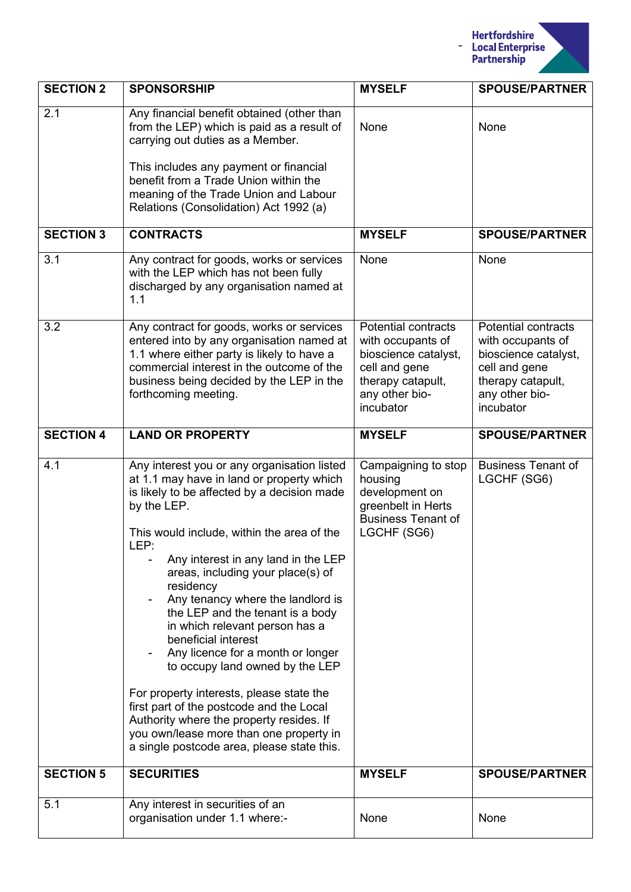| SECTION 2 | SPONSORSHIP | MYSELF | SPOUSE/PARTNER |
|---|---|---|---|
| 2.1 | Any financial benefit obtained (other than from the LEP) which is paid as a result of carrying out duties as a Member.<br><br>This includes any payment or financial benefit from a Trade Union within the meaning of the Trade Union and Labour Relations (Consolidation) Act 1992 (a) | None | None |
| **SECTION 3** | **CONTRACTS** | **MYSELF** | **SPOUSE/PARTNER** |
| 3.1 | Any contract for goods, works or services with the LEP which has not been fully discharged by any organisation named at 1.1 | None | None |
| 3.2 | Any contract for goods, works or services entered into by any organisation named at 1.1 where either party is likely to have a commercial interest in the outcome of the business being decided by the LEP in the forthcoming meeting. | Potential contracts with occupants of bioscience catalyst, cell and gene therapy catapult, any other bio-incubator | Potential contracts with occupants of bioscience catalyst, cell and gene therapy catapult, any other bio-incubator |
| **SECTION 4** | **LAND OR PROPERTY** | **MYSELF** | **SPOUSE/PARTNER** |
| 4.1 | Any interest you or any organisation listed at 1.1 may have in land or property which is likely to be affected by a decision made by the LEP.<br><br>This would include, within the area of the LEP:<br>- Any interest in any land in the LEP areas, including your place(s) of residency<br>- Any tenancy where the landlord is the LEP and the tenant is a body in which relevant person has a beneficial interest<br>- Any licence for a month or longer to occupy land owned by the LEP<br><br>For property interests, please state the first part of the postcode and the Local Authority where the property resides. If you own/lease more than one property in a single postcode area, please state this. | Campaigning to stop housing development on greenbelt in Herts<br>Business Tenant of LGCHF (SG6) | Business Tenant of LGCHF (SG6) |
| **SECTION 5** | **SECURITIES** | **MYSELF** | **SPOUSE/PARTNER** |
| 5.1 | Any interest in securities of an organisation under 1.1 where:- | None | None |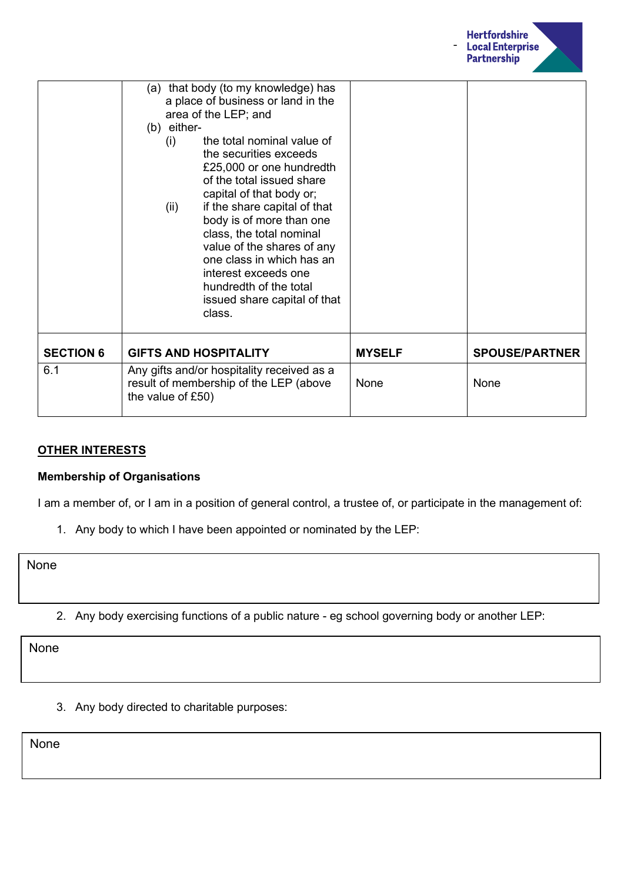| | | | |
|---|---|---|---|
| | (a) that body (to my knowledge) has a place of business or land in the area of the LEP; and<br>(b) either-<br>(i) the total nominal value of the securities exceeds £25,000 or one hundredth of the total issued share capital of that body or;<br>(ii) if the share capital of that body is of more than one class, the total nominal value of the shares of any one class in which has an interest exceeds one hundredth of the total issued share capital of that class. | | |
| **SECTION 6** | **GIFTS AND HOSPITALITY** | **MYSELF** | **SPOUSE/PARTNER** |
| 6.1 | Any gifts and/or hospitality received as a result of membership of the LEP (above the value of £50) | None | None |

**OTHER INTERESTS**

**Membership of Organisations**

I am a member of, or I am in a position of general control, a trustee of, or participate in the management of:

1. Any body to which I have been appointed or nominated by the LEP:

None

2. Any body exercising functions of a public nature - eg school governing body or another LEP:

None

3. Any body directed to charitable purposes:

None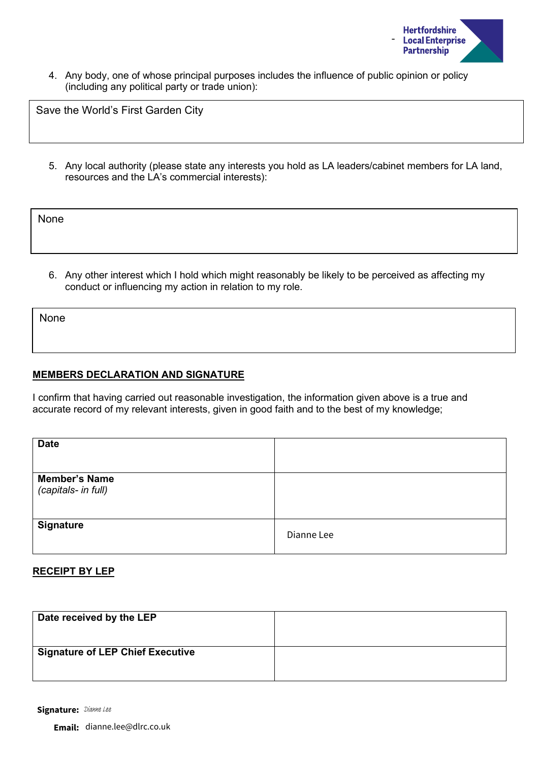4. Any body, one of whose principal purposes includes the influence of public opinion or policy (including any political party or trade union):

| Save the World's First Garden City |
|---|

5. Any local authority (please state any interests you hold as LA leaders/cabinet members for LA land, resources and the LA's commercial interests):

| None |
|---|

6. Any other interest which I hold which might reasonably be likely to be perceived as affecting my conduct or influencing my action in relation to my role.

| None |
|---|

**MEMBERS DECLARATION AND SIGNATURE**

I confirm that having carried out reasonable investigation, the information given above is a true and accurate record of my relevant interests, given in good faith and to the best of my knowledge;

| | |
|---|---|
| **Date** | |
| **Member's Name** *(capitals- in full)* | |
| **Signature** | Dianne Lee |

**RECEIPT BY LEP**

| | |
|---|---|
| **Date received by the LEP** | |
| **Signature of LEP Chief Executive** | |

**Signature:** Dianne Lee

**Email:** dianne.lee@dlrc.co.uk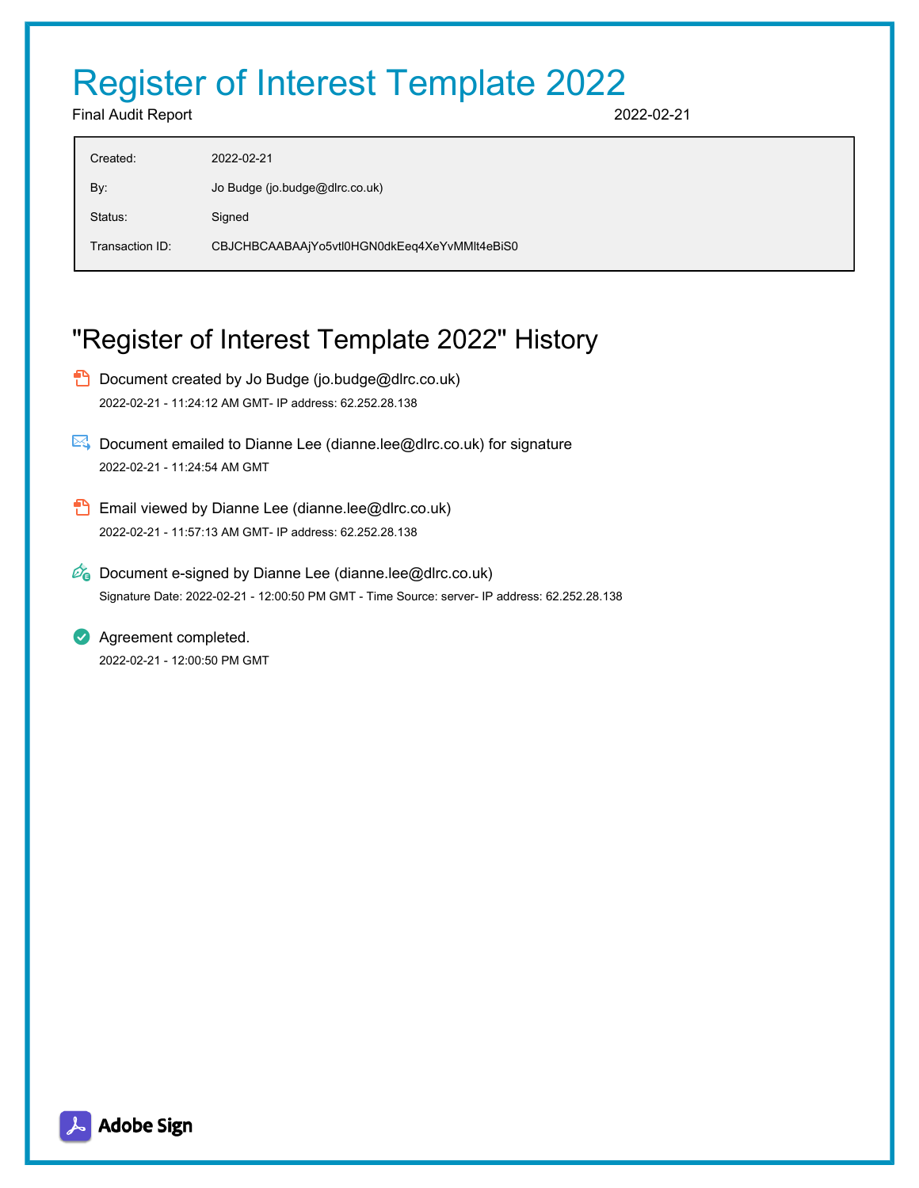# Register of Interest Template 2022

Final Audit Report 2022-02-21

| | |
|---|---|
| Created: | 2022-02-21 |
| By: | Jo Budge (jo.budge@dlrc.co.uk) |
| Status: | Signed |
| Transaction ID: | CBJCHBCAABAAjYo5vtl0HGN0dkEeq4XeYvMMlt4eBiS0 |

## "Register of Interest Template 2022" History

- Document created by Jo Budge (jo.budge@dlrc.co.uk)
  2022-02-21 - 11:24:12 AM GMT- IP address: 62.252.28.138

- Document emailed to Dianne Lee (dianne.lee@dlrc.co.uk) for signature
  2022-02-21 - 11:24:54 AM GMT

- Email viewed by Dianne Lee (dianne.lee@dlrc.co.uk)
  2022-02-21 - 11:57:13 AM GMT- IP address: 62.252.28.138

- Document e-signed by Dianne Lee (dianne.lee@dlrc.co.uk)
  Signature Date: 2022-02-21 - 12:00:50 PM GMT - Time Source: server- IP address: 62.252.28.138

- Agreement completed.
  2022-02-21 - 12:00:50 PM GMT

Adobe Sign